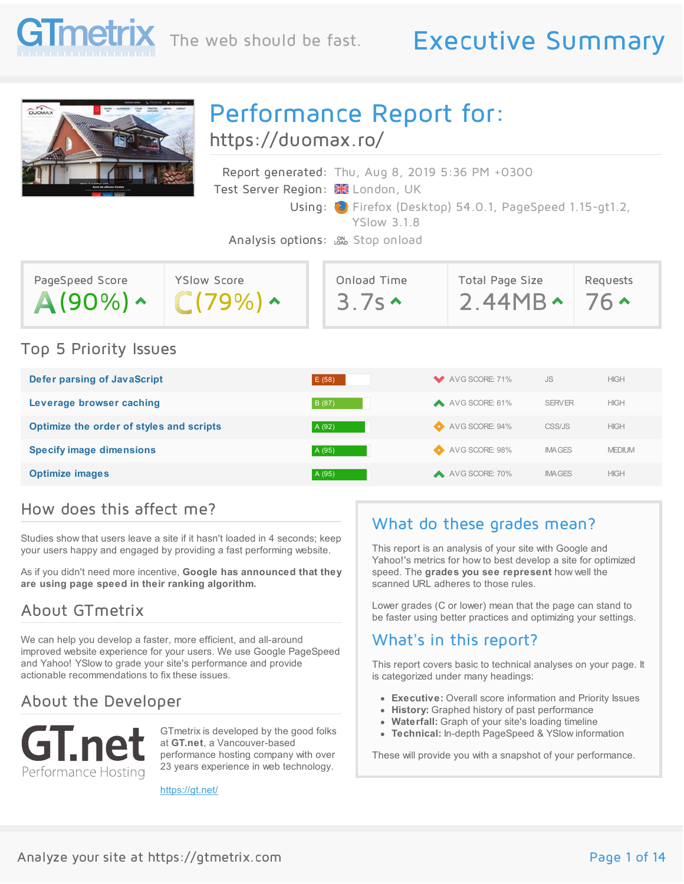# GTmetrix

The web should be fast.

# Executive Summary

## Performance Report for:

https://duomax.ro/

Report generated: Thu, Aug 8, 2019 5:36 PM +0300
Test Server Region: London, UK
Using: Firefox (Desktop) 54.0.1, PageSpeed 1.15-gt1.2, YSlow 3.1.8
Analysis options: Stop onload

| PageSpeed Score | YSlow Score | Onload Time | Total Page Size | Requests |
|---|---|---|---|---|
| A (90%) | C (79%) | 3.7s | 2.44MB | 76 |

## Top 5 Priority Issues

| Issue | Grade | Avg Score | Type | Priority |
|---|---|---|---|---|
| Defer parsing of JavaScript | E (58) | AVG SCORE: 71% | JS | HIGH |
| Leverage browser caching | B (87) | AVG SCORE: 61% | SERVER | HIGH |
| Optimize the order of styles and scripts | A (92) | AVG SCORE: 94% | CSS/JS | HIGH |
| Specify image dimensions | A (95) | AVG SCORE: 98% | IMAGES | MEDIUM |
| Optimize images | A (95) | AVG SCORE: 70% | IMAGES | HIGH |

## How does this affect me?

Studies show that users leave a site if it hasn't loaded in 4 seconds; keep your users happy and engaged by providing a fast performing website.

As if you didn't need more incentive, **Google has announced that they are using page speed in their ranking algorithm.**

## About GTmetrix

We can help you develop a faster, more efficient, and all-around improved website experience for your users. We use Google PageSpeed and Yahoo! YSlow to grade your site's performance and provide actionable recommendations to fix these issues.

## About the Developer

GT.net Performance Hosting

GTmetrix is developed by the good folks at **GT.net**, a Vancouver-based performance hosting company with over 23 years experience in web technology.

https://gt.net/

## What do these grades mean?

This report is an analysis of your site with Google and Yahoo!'s metrics for how to best develop a site for optimized speed. The **grades you see represent** how well the scanned URL adheres to those rules.

Lower grades (C or lower) mean that the page can stand to be faster using better practices and optimizing your settings.

## What's in this report?

This report covers basic to technical analyses on your page. It is categorized under many headings:

- **Executive:** Overall score information and Priority Issues
- **History:** Graphed history of past performance
- **Waterfall:** Graph of your site's loading timeline
- **Technical:** In-depth PageSpeed & YSlow information

These will provide you with a snapshot of your performance.

Analyze your site at https://gtmetrix.com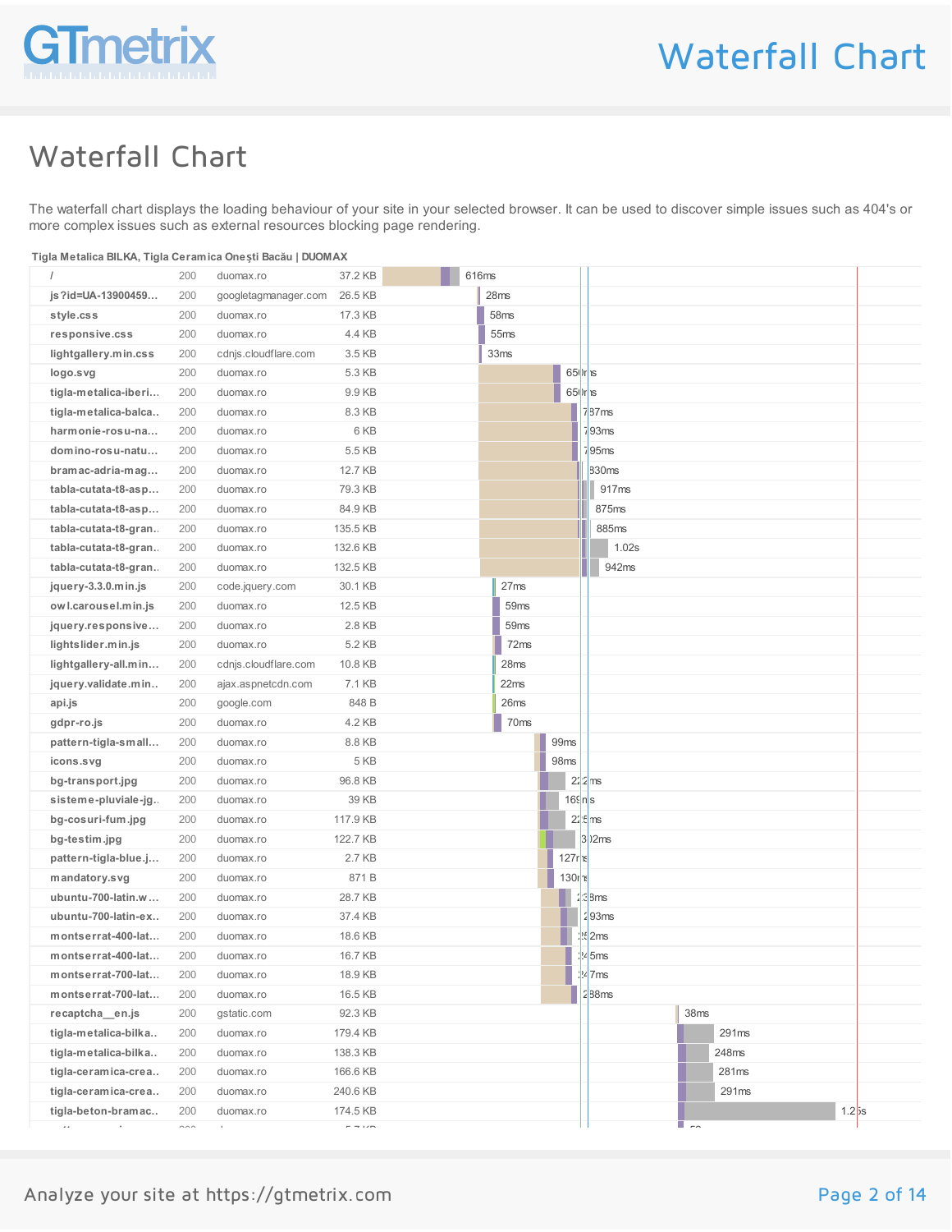# Waterfall Chart

The waterfall chart displays the loading behaviour of your site in your selected browser. It can be used to discover simple issues such as 404's or more complex issues such as external resources blocking page rendering.

**Tigla Metalica BILKA, Tigla Ceramica Onești Bacău | DUOMAX**

| Resource | Status | Domain | Size | Time |
|---|---|---|---|---|
| / | 200 | duomax.ro | 37.2 KB | 616ms |
| js?id=UA-13900459... | 200 | googletagmanager.com | 26.5 KB | 28ms |
| style.css | 200 | duomax.ro | 17.3 KB | 58ms |
| responsive.css | 200 | duomax.ro | 4.4 KB | 55ms |
| lightgallery.min.css | 200 | cdnjs.cloudflare.com | 3.5 KB | 33ms |
| logo.svg | 200 | duomax.ro | 5.3 KB | 650ms |
| tigla-metalica-iberi... | 200 | duomax.ro | 9.9 KB | 650ms |
| tigla-metalica-balca.. | 200 | duomax.ro | 8.3 KB | 787ms |
| harmonie-rosu-na... | 200 | duomax.ro | 6 KB | 793ms |
| domino-rosu-natu... | 200 | duomax.ro | 5.5 KB | 795ms |
| bramac-adria-mag... | 200 | duomax.ro | 12.7 KB | 830ms |
| tabla-cutata-t8-asp... | 200 | duomax.ro | 79.3 KB | 917ms |
| tabla-cutata-t8-asp... | 200 | duomax.ro | 84.9 KB | 875ms |
| tabla-cutata-t8-gran.. | 200 | duomax.ro | 135.5 KB | 885ms |
| tabla-cutata-t8-gran.. | 200 | duomax.ro | 132.6 KB | 1.02s |
| tabla-cutata-t8-gran.. | 200 | duomax.ro | 132.5 KB | 942ms |
| jquery-3.3.0.min.js | 200 | code.jquery.com | 30.1 KB | 27ms |
| owl.carousel.min.js | 200 | duomax.ro | 12.5 KB | 59ms |
| jquery.responsive... | 200 | duomax.ro | 2.8 KB | 59ms |
| lightslider.min.js | 200 | duomax.ro | 5.2 KB | 72ms |
| lightgallery-all.min... | 200 | cdnjs.cloudflare.com | 10.8 KB | 28ms |
| jquery.validate.min.. | 200 | ajax.aspnetcdn.com | 7.1 KB | 22ms |
| api.js | 200 | google.com | 848 B | 26ms |
| gdpr-ro.js | 200 | duomax.ro | 4.2 KB | 70ms |
| pattern-tigla-small... | 200 | duomax.ro | 8.8 KB | 99ms |
| icons.svg | 200 | duomax.ro | 5 KB | 98ms |
| bg-transport.jpg | 200 | duomax.ro | 96.8 KB | 222ms |
| sisteme-pluviale-jg.. | 200 | duomax.ro | 39 KB | 169ms |
| bg-cosuri-fum.jpg | 200 | duomax.ro | 117.9 KB | 225ms |
| bg-testim.jpg | 200 | duomax.ro | 122.7 KB | 302ms |
| pattern-tigla-blue.j... | 200 | duomax.ro | 2.7 KB | 127ms |
| mandatory.svg | 200 | duomax.ro | 871 B | 130ms |
| ubuntu-700-latin.w... | 200 | duomax.ro | 28.7 KB | 238ms |
| ubuntu-700-latin-ex.. | 200 | duomax.ro | 37.4 KB | 293ms |
| montserrat-400-lat... | 200 | duomax.ro | 18.6 KB | 252ms |
| montserrat-400-lat... | 200 | duomax.ro | 16.7 KB | 245ms |
| montserrat-700-lat... | 200 | duomax.ro | 18.9 KB | 247ms |
| montserrat-700-lat... | 200 | duomax.ro | 16.5 KB | 288ms |
| recaptcha__en.js | 200 | gstatic.com | 92.3 KB | 38ms |
| tigla-metalica-bilka.. | 200 | duomax.ro | 179.4 KB | 291ms |
| tigla-metalica-bilka.. | 200 | duomax.ro | 138.3 KB | 248ms |
| tigla-ceramica-crea.. | 200 | duomax.ro | 166.6 KB | 281ms |
| tigla-ceramica-crea.. | 200 | duomax.ro | 240.6 KB | 291ms |
| tigla-beton-bramac.. | 200 | duomax.ro | 174.5 KB | 1.25s |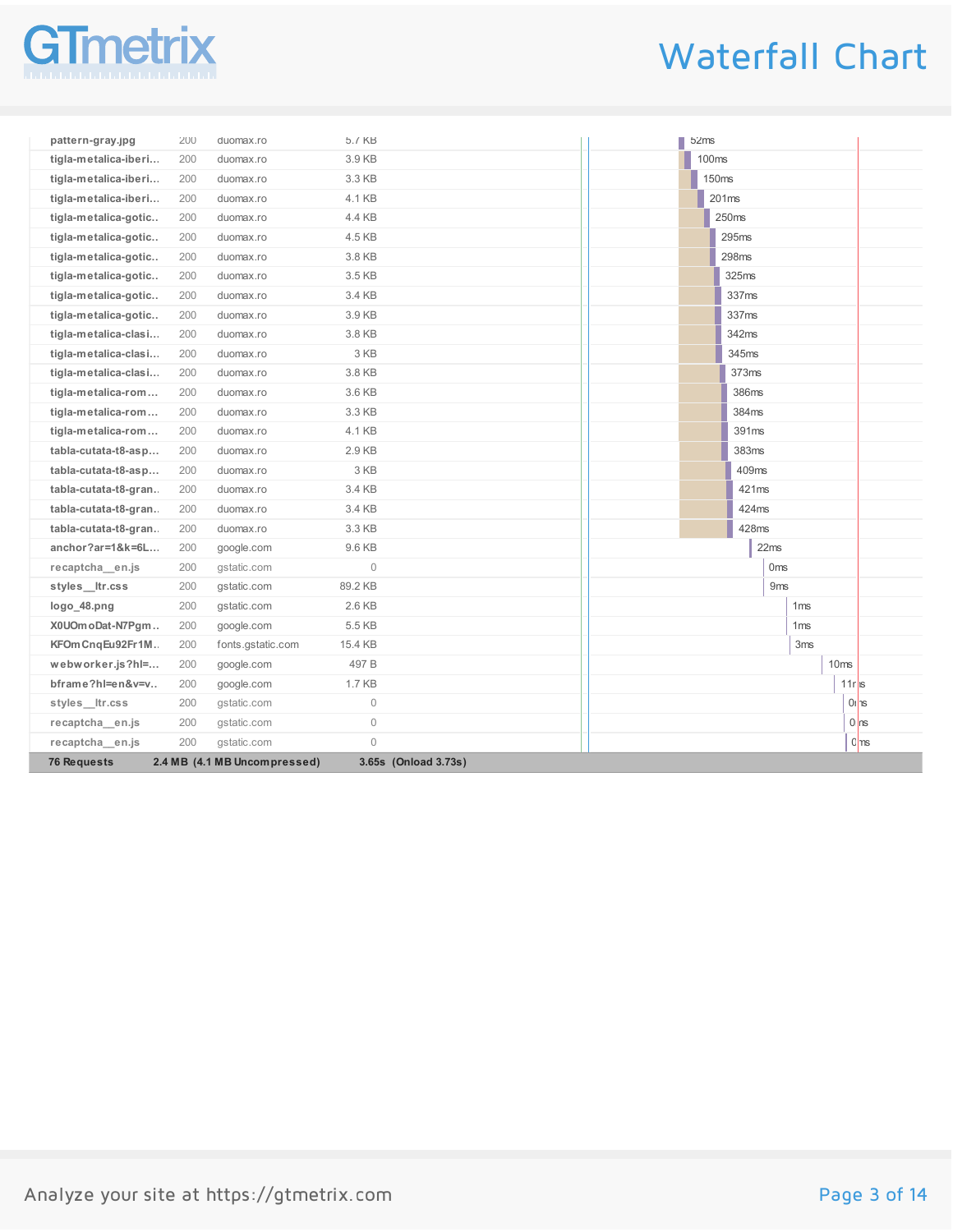# Waterfall Chart

| Name | Status | Domain | Size | Time |
|---|---|---|---|---|
| pattern-gray.jpg | 200 | duomax.ro | 5.7 KB | 52ms |
| tigla-metalica-iberi... | 200 | duomax.ro | 3.9 KB | 100ms |
| tigla-metalica-iberi... | 200 | duomax.ro | 3.3 KB | 150ms |
| tigla-metalica-iberi... | 200 | duomax.ro | 4.1 KB | 201ms |
| tigla-metalica-gotic.. | 200 | duomax.ro | 4.4 KB | 250ms |
| tigla-metalica-gotic.. | 200 | duomax.ro | 4.5 KB | 295ms |
| tigla-metalica-gotic.. | 200 | duomax.ro | 3.8 KB | 298ms |
| tigla-metalica-gotic.. | 200 | duomax.ro | 3.5 KB | 325ms |
| tigla-metalica-gotic.. | 200 | duomax.ro | 3.4 KB | 337ms |
| tigla-metalica-gotic.. | 200 | duomax.ro | 3.9 KB | 337ms |
| tigla-metalica-clasi... | 200 | duomax.ro | 3.8 KB | 342ms |
| tigla-metalica-clasi... | 200 | duomax.ro | 3 KB | 345ms |
| tigla-metalica-clasi... | 200 | duomax.ro | 3.8 KB | 373ms |
| tigla-metalica-rom... | 200 | duomax.ro | 3.6 KB | 386ms |
| tigla-metalica-rom... | 200 | duomax.ro | 3.3 KB | 384ms |
| tigla-metalica-rom... | 200 | duomax.ro | 4.1 KB | 391ms |
| tabla-cutata-t8-asp... | 200 | duomax.ro | 2.9 KB | 383ms |
| tabla-cutata-t8-asp... | 200 | duomax.ro | 3 KB | 409ms |
| tabla-cutata-t8-gran.. | 200 | duomax.ro | 3.4 KB | 421ms |
| tabla-cutata-t8-gran.. | 200 | duomax.ro | 3.4 KB | 424ms |
| tabla-cutata-t8-gran.. | 200 | duomax.ro | 3.3 KB | 428ms |
| anchor?ar=1&k=6L... | 200 | google.com | 9.6 KB | 22ms |
| recaptcha__en.js | 200 | gstatic.com | 0 | 0ms |
| styles__ltr.css | 200 | gstatic.com | 89.2 KB | 9ms |
| logo_48.png | 200 | gstatic.com | 2.6 KB | 1ms |
| X0UOmoDat-N7Pgm.. | 200 | google.com | 5.5 KB | 1ms |
| KFOmCnqEu92Fr1M.. | 200 | fonts.gstatic.com | 15.4 KB | 3ms |
| webworker.js?hl=... | 200 | google.com | 497 B | 10ms |
| bframe?hl=en&v=v.. | 200 | google.com | 1.7 KB | 11ms |
| styles__ltr.css | 200 | gstatic.com | 0 | 0ms |
| recaptcha__en.js | 200 | gstatic.com | 0 | 0ms |
| recaptcha__en.js | 200 | gstatic.com | 0 | 0ms |
| **76 Requests** | | **2.4 MB (4.1 MB Uncompressed)** | | **3.65s (Onload 3.73s)** |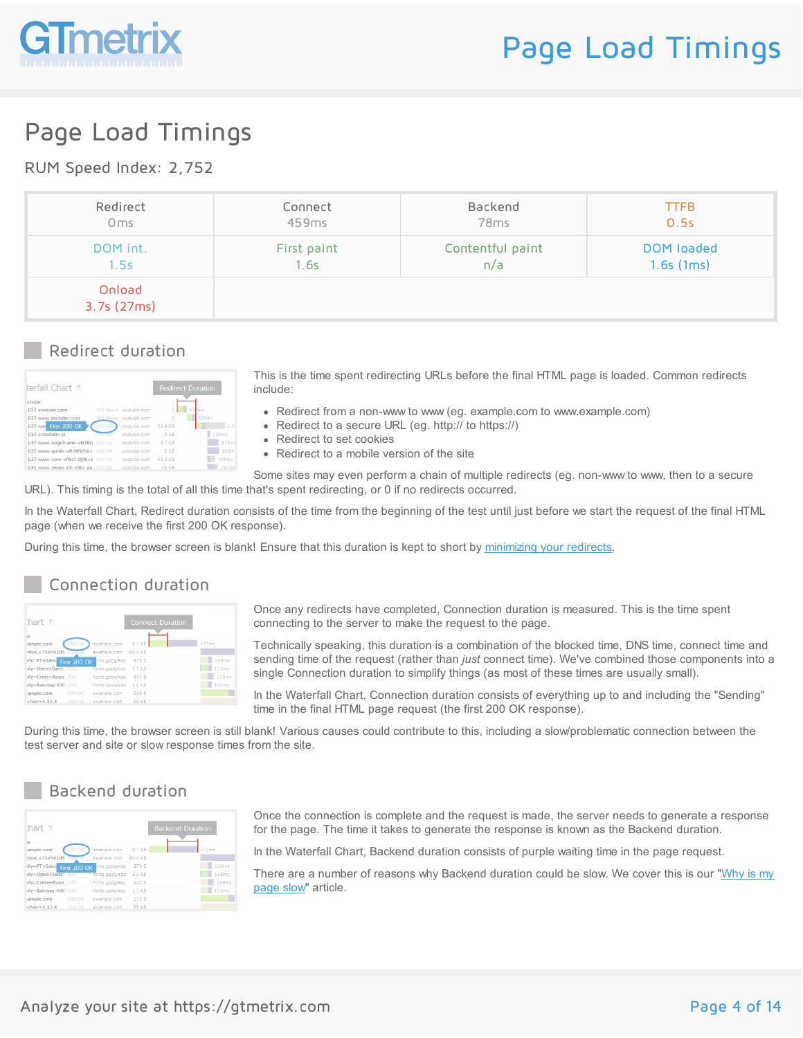# Page Load Timings

RUM Speed Index: 2,752

| Redirect | Connect | Backend | TTFB |
|---|---|---|---|
| 0ms | 459ms | 78ms | 0.5s |
| DOM int. | First paint | Contentful paint | DOM loaded |
| 1.5s | 1.6s | n/a | 1.6s (1ms) |
| Onload | | | |
| 3.7s (27ms) | | | |

## Redirect duration

This is the time spent redirecting URLs before the final HTML page is loaded. Common redirects include:

- Redirect from a non-www to www (eg. example.com to www.example.com)
- Redirect to a secure URL (eg. http:// to https://)
- Redirect to set cookies
- Redirect to a mobile version of the site

Some sites may even perform a chain of multiple redirects (eg. non-www to www, then to a secure URL). This timing is the total of all this time that's spent redirecting, or 0 if no redirects occurred.

In the Waterfall Chart, Redirect duration consists of the time from the beginning of the test until just before we start the request of the final HTML page (when we receive the first 200 OK response).

During this time, the browser screen is blank! Ensure that this duration is kept to short by [minimizing your redirects](minimizing your redirects).

## Connection duration

Once any redirects have completed, Connection duration is measured. This is the time spent connecting to the server to make the request to the page.

Technically speaking, this duration is a combination of the blocked time, DNS time, connect time and sending time of the request (rather than *just* connect time). We've combined those components into a single Connection duration to simplify things (as most of these times are usually small).

In the Waterfall Chart, Connection duration consists of everything up to and including the "Sending" time in the final HTML page request (the first 200 OK response).

During this time, the browser screen is still blank! Various causes could contribute to this, including a slow/problematic connection between the test server and site or slow response times from the site.

## Backend duration

Once the connection is complete and the request is made, the server needs to generate a response for the page. The time it takes to generate the response is known as the Backend duration.

In the Waterfall Chart, Backend duration consists of purple waiting time in the page request.

There are a number of reasons why Backend duration could be slow. We cover this is our "Why is my page slow" article.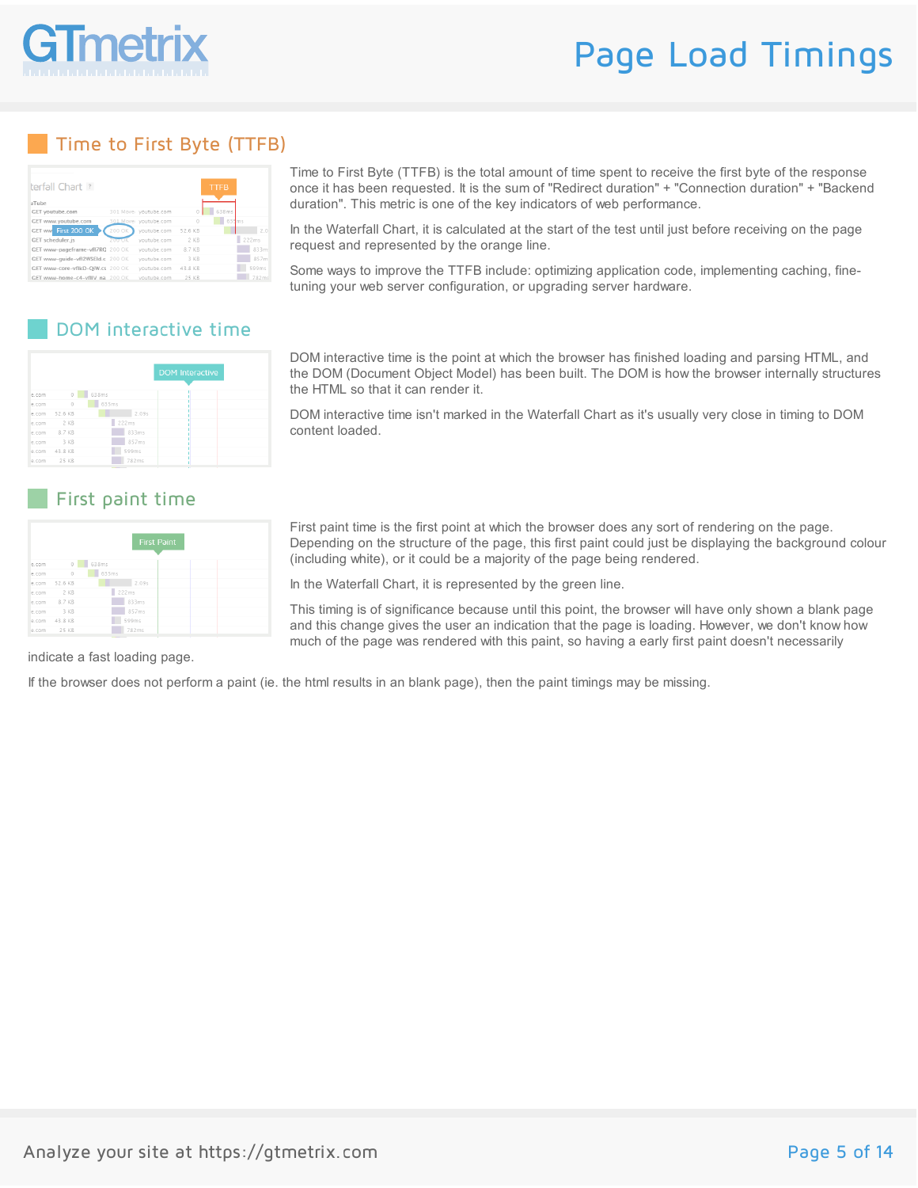## Page Load Timings

### Time to First Byte (TTFB)

Time to First Byte (TTFB) is the total amount of time spent to receive the first byte of the response once it has been requested. It is the sum of "Redirect duration" + "Connection duration" + "Backend duration". This metric is one of the key indicators of web performance.

In the Waterfall Chart, it is calculated at the start of the test until just before receiving on the page request and represented by the orange line.

Some ways to improve the TTFB include: optimizing application code, implementing caching, fine-tuning your web server configuration, or upgrading server hardware.

### DOM interactive time

DOM interactive time is the point at which the browser has finished loading and parsing HTML, and the DOM (Document Object Model) has been built. The DOM is how the browser internally structures the HTML so that it can render it.

DOM interactive time isn't marked in the Waterfall Chart as it's usually very close in timing to DOM content loaded.

### First paint time

First paint time is the first point at which the browser does any sort of rendering on the page. Depending on the structure of the page, this first paint could just be displaying the background colour (including white), or it could be a majority of the page being rendered.

In the Waterfall Chart, it is represented by the green line.

This timing is of significance because until this point, the browser will have only shown a blank page and this change gives the user an indication that the page is loading. However, we don't know how much of the page was rendered with this paint, so having a early first paint doesn't necessarily indicate a fast loading page.

If the browser does not perform a paint (ie. the html results in an blank page), then the paint timings may be missing.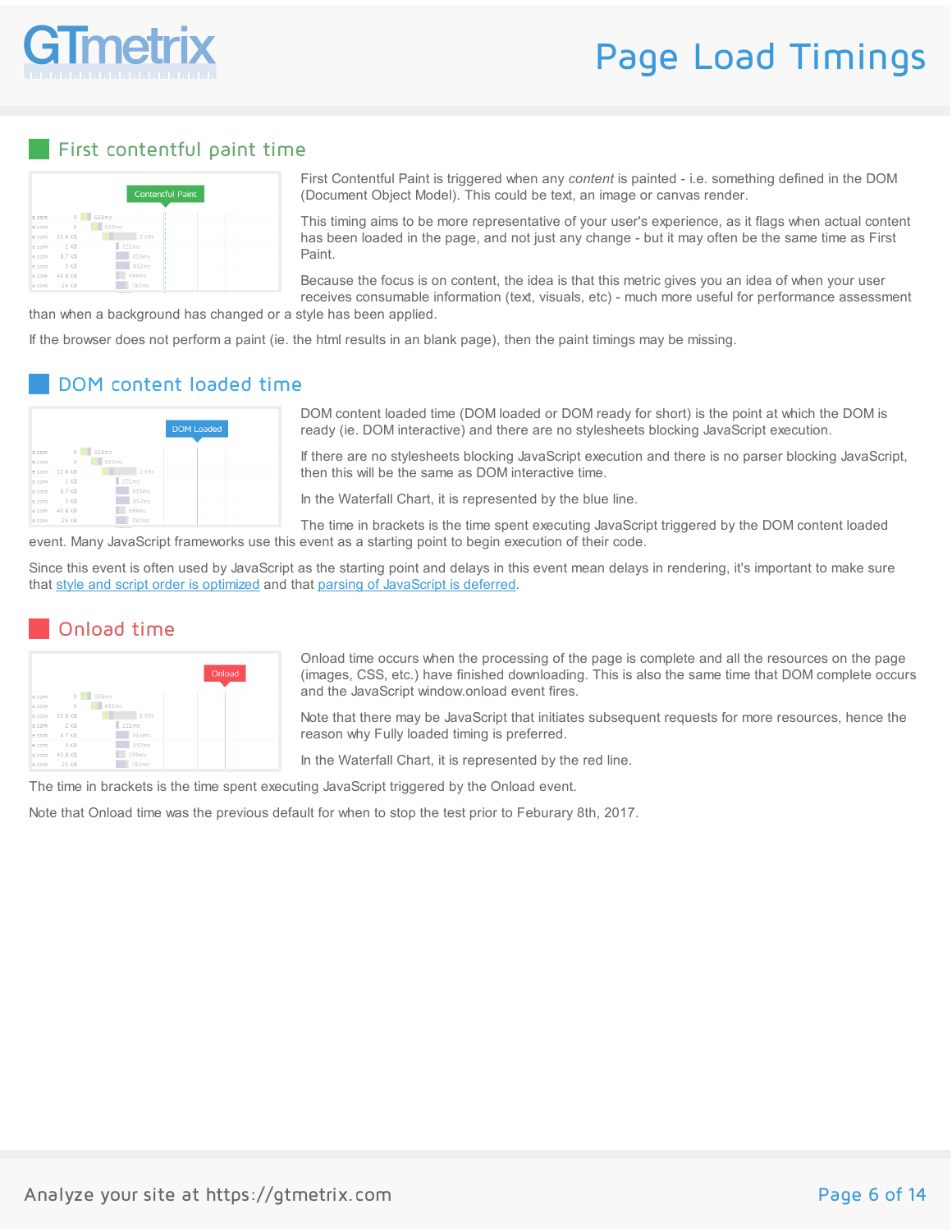# Page Load Timings

## First contentful paint time

First Contentful Paint is triggered when any *content* is painted - i.e. something defined in the DOM (Document Object Model). This could be text, an image or canvas render.

This timing aims to be more representative of your user's experience, as it flags when actual content has been loaded in the page, and not just any change - but it may often be the same time as First Paint.

Because the focus is on content, the idea is that this metric gives you an idea of when your user receives consumable information (text, visuals, etc) - much more useful for performance assessment than when a background has changed or a style has been applied.

If the browser does not perform a paint (ie. the html results in an blank page), then the paint timings may be missing.

## DOM content loaded time

DOM content loaded time (DOM loaded or DOM ready for short) is the point at which the DOM is ready (ie. DOM interactive) and there are no stylesheets blocking JavaScript execution.

If there are no stylesheets blocking JavaScript execution and there is no parser blocking JavaScript, then this will be the same as DOM interactive time.

In the Waterfall Chart, it is represented by the blue line.

The time in brackets is the time spent executing JavaScript triggered by the DOM content loaded event. Many JavaScript frameworks use this event as a starting point to begin execution of their code.

Since this event is often used by JavaScript as the starting point and delays in this event mean delays in rendering, it's important to make sure that [style and script order is optimized] and that [parsing of JavaScript is deferred].

## Onload time

Onload time occurs when the processing of the page is complete and all the resources on the page (images, CSS, etc.) have finished downloading. This is also the same time that DOM complete occurs and the JavaScript window.onload event fires.

Note that there may be JavaScript that initiates subsequent requests for more resources, hence the reason why Fully loaded timing is preferred.

In the Waterfall Chart, it is represented by the red line.

The time in brackets is the time spent executing JavaScript triggered by the Onload event.

Note that Onload time was the previous default for when to stop the test prior to Feburary 8th, 2017.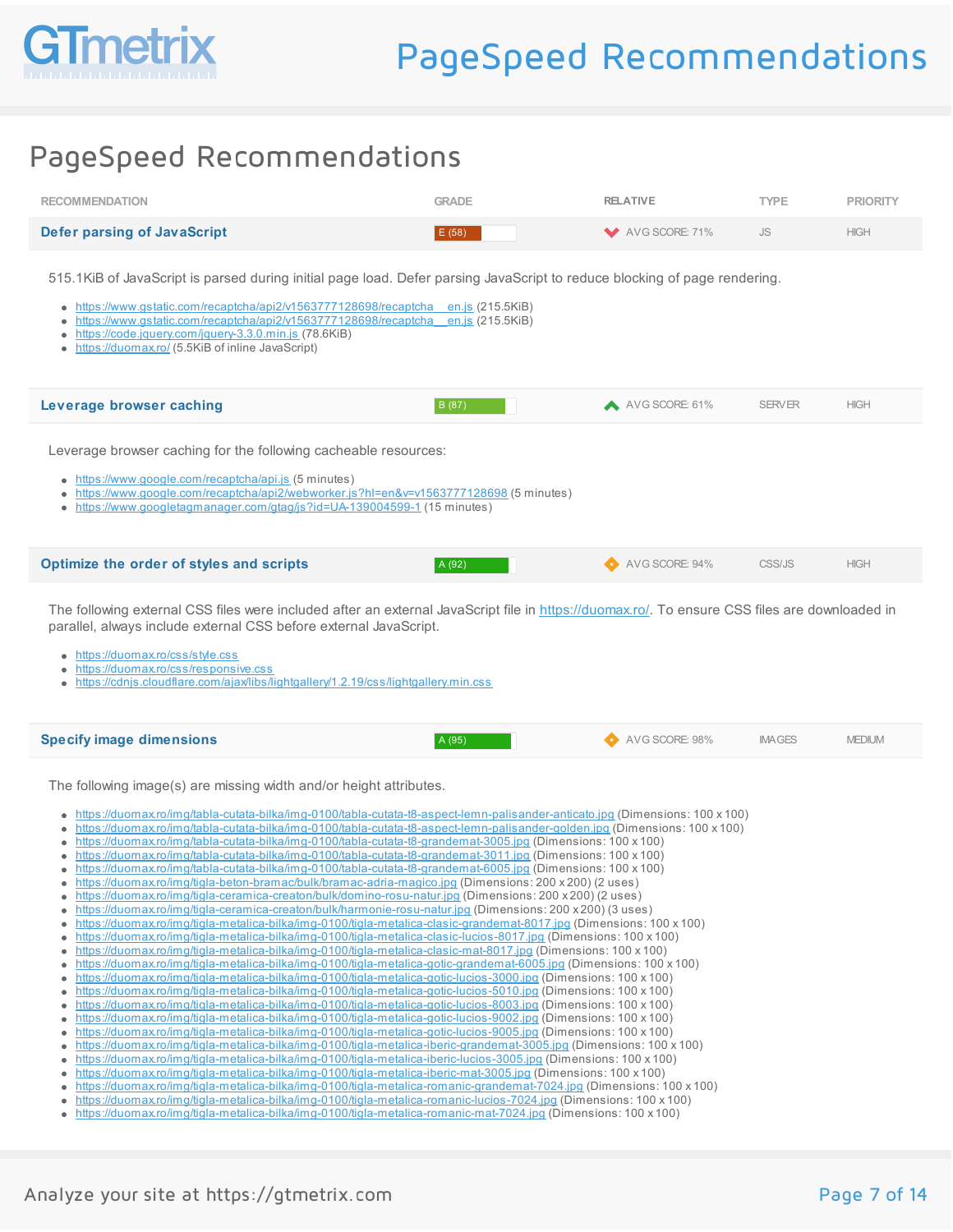# PageSpeed Recommendations

## PageSpeed Recommendations

| RECOMMENDATION | GRADE | RELATIVE | TYPE | PRIORITY |
|---|---|---|---|---|
| **Defer parsing of JavaScript** | E (58) | AVG SCORE: 71% | JS | HIGH |

515.1KiB of JavaScript is parsed during initial page load. Defer parsing JavaScript to reduce blocking of page rendering.

- https://www.gstatic.com/recaptcha/api2/v1563777128698/recaptcha__en.js (215.5KiB)
- https://www.gstatic.com/recaptcha/api2/v1563777128698/recaptcha__en.js (215.5KiB)
- https://code.jquery.com/jquery-3.3.0.min.js (78.6KiB)
- https://duomax.ro/ (5.5KiB of inline JavaScript)

| RECOMMENDATION | GRADE | RELATIVE | TYPE | PRIORITY |
|---|---|---|---|---|
| **Leverage browser caching** | B (87) | AVG SCORE: 61% | SERVER | HIGH |

Leverage browser caching for the following cacheable resources:

- https://www.google.com/recaptcha/api.js (5 minutes)
- https://www.google.com/recaptcha/api2/webworker.js?hl=en&v=v1563777128698 (5 minutes)
- https://www.googletagmanager.com/gtag/js?id=UA-139004599-1 (15 minutes)

| RECOMMENDATION | GRADE | RELATIVE | TYPE | PRIORITY |
|---|---|---|---|---|
| **Optimize the order of styles and scripts** | A (92) | AVG SCORE: 94% | CSS/JS | HIGH |

The following external CSS files were included after an external JavaScript file in https://duomax.ro/. To ensure CSS files are downloaded in parallel, always include external CSS before external JavaScript.

- https://duomax.ro/css/style.css
- https://duomax.ro/css/responsive.css
- https://cdnjs.cloudflare.com/ajax/libs/lightgallery/1.2.19/css/lightgallery.min.css

| RECOMMENDATION | GRADE | RELATIVE | TYPE | PRIORITY |
|---|---|---|---|---|
| **Specify image dimensions** | A (95) | AVG SCORE: 98% | IMAGES | MEDIUM |

The following image(s) are missing width and/or height attributes.

- https://duomax.ro/img/tabla-cutata-bilka/img-0100/tabla-cutata-t8-aspect-lemn-palisander-anticato.jpg (Dimensions: 100 x 100)
- https://duomax.ro/img/tabla-cutata-bilka/img-0100/tabla-cutata-t8-aspect-lemn-palisander-golden.jpg (Dimensions: 100 x 100)
- https://duomax.ro/img/tabla-cutata-bilka/img-0100/tabla-cutata-t8-grandemat-3005.jpg (Dimensions: 100 x 100)
- https://duomax.ro/img/tabla-cutata-bilka/img-0100/tabla-cutata-t8-grandemat-3011.jpg (Dimensions: 100 x 100)
- https://duomax.ro/img/tabla-cutata-bilka/img-0100/tabla-cutata-t8-grandemat-6005.jpg (Dimensions: 100 x 100)
- https://duomax.ro/img/tigla-beton-bramac/bulk/bramac-adria-magico.jpg (Dimensions: 200 x 200) (2 uses)
- https://duomax.ro/img/tigla-ceramica-creaton/bulk/domino-rosu-natur.jpg (Dimensions: 200 x 200) (2 uses)
- https://duomax.ro/img/tigla-ceramica-creaton/bulk/harmonie-rosu-natur.jpg (Dimensions: 200 x 200) (3 uses)
- https://duomax.ro/img/tigla-metalica-bilka/img-0100/tigla-metalica-clasic-grandemat-8017.jpg (Dimensions: 100 x 100)
- https://duomax.ro/img/tigla-metalica-bilka/img-0100/tigla-metalica-clasic-lucios-8017.jpg (Dimensions: 100 x 100)
- https://duomax.ro/img/tigla-metalica-bilka/img-0100/tigla-metalica-clasic-mat-8017.jpg (Dimensions: 100 x 100)
- https://duomax.ro/img/tigla-metalica-bilka/img-0100/tigla-metalica-gotic-grandemat-6005.jpg (Dimensions: 100 x 100)
- https://duomax.ro/img/tigla-metalica-bilka/img-0100/tigla-metalica-gotic-lucios-3000.jpg (Dimensions: 100 x 100)
- https://duomax.ro/img/tigla-metalica-bilka/img-0100/tigla-metalica-gotic-lucios-5010.jpg (Dimensions: 100 x 100)
- https://duomax.ro/img/tigla-metalica-bilka/img-0100/tigla-metalica-gotic-lucios-8003.jpg (Dimensions: 100 x 100)
- https://duomax.ro/img/tigla-metalica-bilka/img-0100/tigla-metalica-gotic-lucios-9002.jpg (Dimensions: 100 x 100)
- https://duomax.ro/img/tigla-metalica-bilka/img-0100/tigla-metalica-gotic-lucios-9005.jpg (Dimensions: 100 x 100)
- https://duomax.ro/img/tigla-metalica-bilka/img-0100/tigla-metalica-iberic-grandemat-3005.jpg (Dimensions: 100 x 100)
- https://duomax.ro/img/tigla-metalica-bilka/img-0100/tigla-metalica-iberic-lucios-3005.jpg (Dimensions: 100 x 100)
- https://duomax.ro/img/tigla-metalica-bilka/img-0100/tigla-metalica-iberic-mat-3005.jpg (Dimensions: 100 x 100)
- https://duomax.ro/img/tigla-metalica-bilka/img-0100/tigla-metalica-romanic-grandemat-7024.jpg (Dimensions: 100 x 100)
- https://duomax.ro/img/tigla-metalica-bilka/img-0100/tigla-metalica-romanic-lucios-7024.jpg (Dimensions: 100 x 100)
- https://duomax.ro/img/tigla-metalica-bilka/img-0100/tigla-metalica-romanic-mat-7024.jpg (Dimensions: 100 x 100)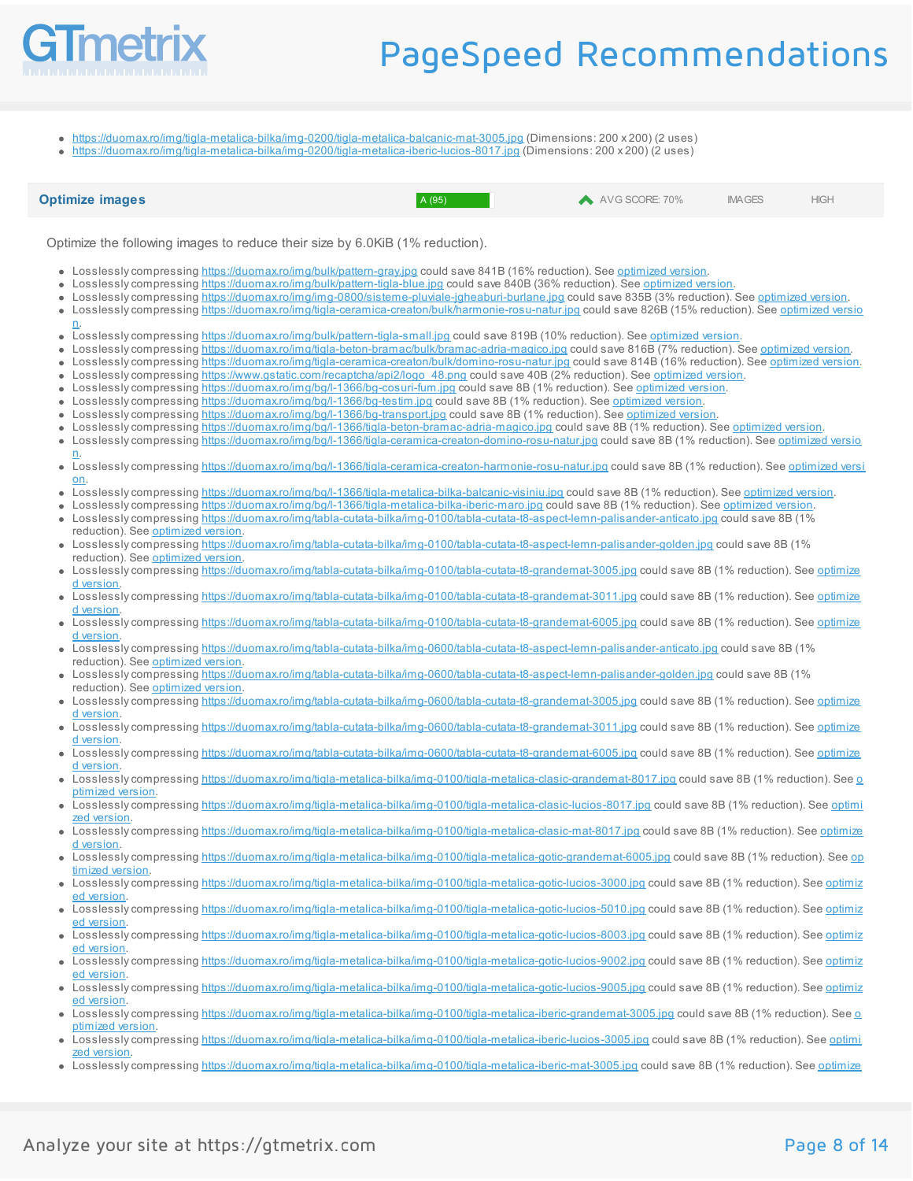- https://duomax.ro/img/tigla-metalica-bilka/img-0200/tigla-metalica-balcanic-mat-3005.jpg (Dimensions: 200 x 200) (2 uses)
- https://duomax.ro/img/tigla-metalica-bilka/img-0200/tigla-metalica-iberic-lucios-8017.jpg (Dimensions: 200 x 200) (2 uses)

| **Optimize images** | A (95) | AVG SCORE: 70% | IMAGES | HIGH |
|---|---|---|---|---|

Optimize the following images to reduce their size by 6.0KiB (1% reduction).

- Losslessly compressing https://duomax.ro/img/bulk/pattern-gray.jpg could save 841B (16% reduction). See optimized version.
- Losslessly compressing https://duomax.ro/img/bulk/pattern-tigla-blue.jpg could save 840B (36% reduction). See optimized version.
- Losslessly compressing https://duomax.ro/img/img-0800/sisteme-pluviale-jgheaburi-burlane.jpg could save 835B (3% reduction). See optimized version.
- Losslessly compressing https://duomax.ro/img/tigla-ceramica-creaton/bulk/harmonie-rosu-natur.jpg could save 826B (15% reduction). See optimized version.
- Losslessly compressing https://duomax.ro/img/bulk/pattern-tigla-small.jpg could save 819B (10% reduction). See optimized version.
- Losslessly compressing https://duomax.ro/img/tigla-beton-bramac/bulk/bramac-adria-magico.jpg could save 816B (7% reduction). See optimized version.
- Losslessly compressing https://duomax.ro/img/tigla-ceramica-creaton/bulk/domino-rosu-natur.jpg could save 814B (16% reduction). See optimized version.
- Losslessly compressing https://www.gstatic.com/recaptcha/api2/logo_48.png could save 40B (2% reduction). See optimized version.
- Losslessly compressing https://duomax.ro/img/bg/l-1366/bg-cosuri-fum.jpg could save 8B (1% reduction). See optimized version.
- Losslessly compressing https://duomax.ro/img/bg/l-1366/bg-testim.jpg could save 8B (1% reduction). See optimized version.
- Losslessly compressing https://duomax.ro/img/bg/l-1366/bg-transport.jpg could save 8B (1% reduction). See optimized version.
- Losslessly compressing https://duomax.ro/img/bg/l-1366/tigla-beton-bramac-adria-magico.jpg could save 8B (1% reduction). See optimized version.
- Losslessly compressing https://duomax.ro/img/bg/l-1366/tigla-ceramica-creaton-domino-rosu-natur.jpg could save 8B (1% reduction). See optimized version.
- Losslessly compressing https://duomax.ro/img/bg/l-1366/tigla-ceramica-creaton-harmonie-rosu-natur.jpg could save 8B (1% reduction). See optimized version.
- Losslessly compressing https://duomax.ro/img/bg/l-1366/tigla-metalica-bilka-balcanic-visiniu.jpg could save 8B (1% reduction). See optimized version.
- Losslessly compressing https://duomax.ro/img/bg/l-1366/tigla-metalica-bilka-iberic-maro.jpg could save 8B (1% reduction). See optimized version.
- Losslessly compressing https://duomax.ro/img/tabla-cutata-bilka/img-0100/tabla-cutata-t8-aspect-lemn-palisander-anticato.jpg could save 8B (1% reduction). See optimized version.
- Losslessly compressing https://duomax.ro/img/tabla-cutata-bilka/img-0100/tabla-cutata-t8-aspect-lemn-palisander-golden.jpg could save 8B (1% reduction). See optimized version.
- Losslessly compressing https://duomax.ro/img/tabla-cutata-bilka/img-0100/tabla-cutata-t8-grandemat-3005.jpg could save 8B (1% reduction). See optimized version.
- Losslessly compressing https://duomax.ro/img/tabla-cutata-bilka/img-0100/tabla-cutata-t8-grandemat-3011.jpg could save 8B (1% reduction). See optimized version.
- Losslessly compressing https://duomax.ro/img/tabla-cutata-bilka/img-0100/tabla-cutata-t8-grandemat-6005.jpg could save 8B (1% reduction). See optimized version.
- Losslessly compressing https://duomax.ro/img/tabla-cutata-bilka/img-0600/tabla-cutata-t8-aspect-lemn-palisander-anticato.jpg could save 8B (1% reduction). See optimized version.
- Losslessly compressing https://duomax.ro/img/tabla-cutata-bilka/img-0600/tabla-cutata-t8-aspect-lemn-palisander-golden.jpg could save 8B (1% reduction). See optimized version.
- Losslessly compressing https://duomax.ro/img/tabla-cutata-bilka/img-0600/tabla-cutata-t8-grandemat-3005.jpg could save 8B (1% reduction). See optimized version.
- Losslessly compressing https://duomax.ro/img/tabla-cutata-bilka/img-0600/tabla-cutata-t8-grandemat-3011.jpg could save 8B (1% reduction). See optimized version.
- Losslessly compressing https://duomax.ro/img/tabla-cutata-bilka/img-0600/tabla-cutata-t8-grandemat-6005.jpg could save 8B (1% reduction). See optimized version.
- Losslessly compressing https://duomax.ro/img/tigla-metalica-bilka/img-0100/tigla-metalica-clasic-grandemat-8017.jpg could save 8B (1% reduction). See optimized version.
- Losslessly compressing https://duomax.ro/img/tigla-metalica-bilka/img-0100/tigla-metalica-clasic-lucios-8017.jpg could save 8B (1% reduction). See optimized version.
- Losslessly compressing https://duomax.ro/img/tigla-metalica-bilka/img-0100/tigla-metalica-clasic-mat-8017.jpg could save 8B (1% reduction). See optimized version.
- Losslessly compressing https://duomax.ro/img/tigla-metalica-bilka/img-0100/tigla-metalica-gotic-grandemat-6005.jpg could save 8B (1% reduction). See optimized version.
- Losslessly compressing https://duomax.ro/img/tigla-metalica-bilka/img-0100/tigla-metalica-gotic-lucios-3000.jpg could save 8B (1% reduction). See optimized version.
- Losslessly compressing https://duomax.ro/img/tigla-metalica-bilka/img-0100/tigla-metalica-gotic-lucios-5010.jpg could save 8B (1% reduction). See optimized version.
- Losslessly compressing https://duomax.ro/img/tigla-metalica-bilka/img-0100/tigla-metalica-gotic-lucios-8003.jpg could save 8B (1% reduction). See optimized version.
- Losslessly compressing https://duomax.ro/img/tigla-metalica-bilka/img-0100/tigla-metalica-gotic-lucios-9002.jpg could save 8B (1% reduction). See optimized version.
- Losslessly compressing https://duomax.ro/img/tigla-metalica-bilka/img-0100/tigla-metalica-gotic-lucios-9005.jpg could save 8B (1% reduction). See optimized version.
- Losslessly compressing https://duomax.ro/img/tigla-metalica-bilka/img-0100/tigla-metalica-iberic-grandemat-3005.jpg could save 8B (1% reduction). See optimized version.
- Losslessly compressing https://duomax.ro/img/tigla-metalica-bilka/img-0100/tigla-metalica-iberic-lucios-3005.jpg could save 8B (1% reduction). See optimized version.
- Losslessly compressing https://duomax.ro/img/tigla-metalica-bilka/img-0100/tigla-metalica-iberic-mat-3005.jpg could save 8B (1% reduction). See optimize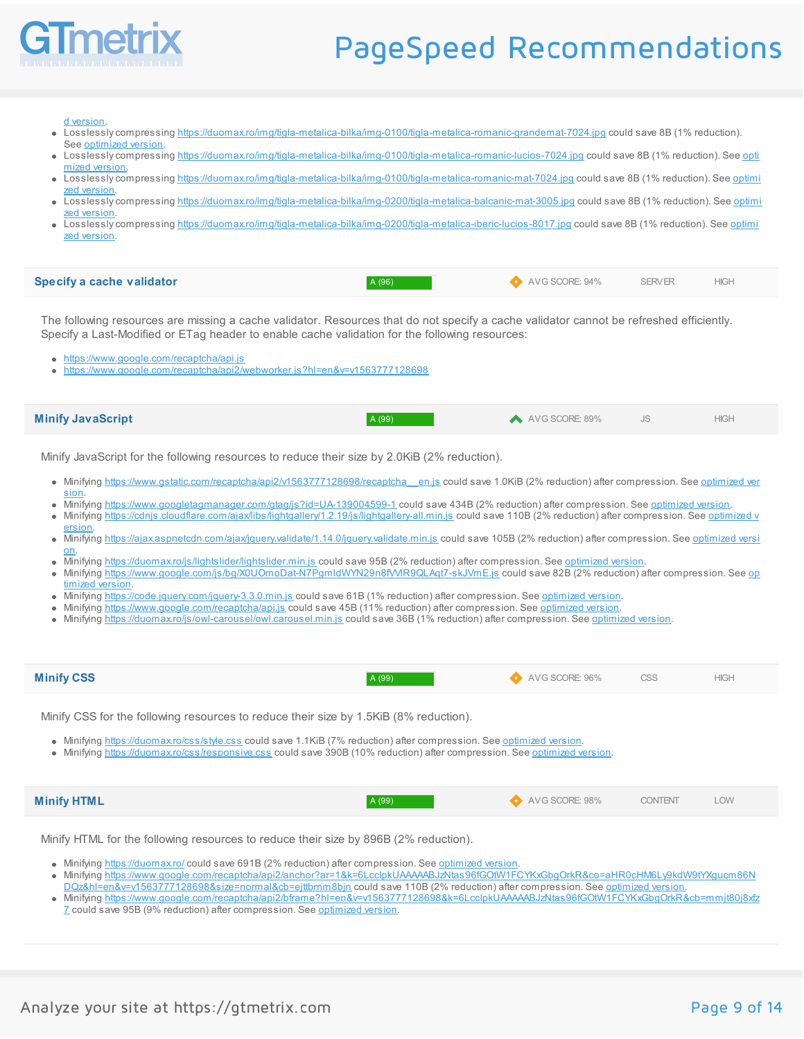d version.

- Losslessly compressing https://duomax.ro/img/tigla-metalica-bilka/img-0100/tigla-metalica-romanic-grandemat-7024.jpg could save 8B (1% reduction). See optimized version.
- Losslessly compressing https://duomax.ro/img/tigla-metalica-bilka/img-0100/tigla-metalica-romanic-lucios-7024.jpg could save 8B (1% reduction). See optimized version.
- Losslessly compressing https://duomax.ro/img/tigla-metalica-bilka/img-0100/tigla-metalica-romanic-mat-7024.jpg could save 8B (1% reduction). See optimized version.
- Losslessly compressing https://duomax.ro/img/tigla-metalica-bilka/img-0200/tigla-metalica-balcanic-mat-3005.jpg could save 8B (1% reduction). See optimized version.
- Losslessly compressing https://duomax.ro/img/tigla-metalica-bilka/img-0200/tigla-metalica-iberic-lucios-8017.jpg could save 8B (1% reduction). See optimized version.

## Specify a cache validator

A (96) | AVG SCORE: 94% | SERVER | HIGH

The following resources are missing a cache validator. Resources that do not specify a cache validator cannot be refreshed efficiently. Specify a Last-Modified or ETag header to enable cache validation for the following resources:

- https://www.google.com/recaptcha/api.js
- https://www.google.com/recaptcha/api2/webworker.js?hl=en&v=v1563777128698

## Minify JavaScript

A (99) | AVG SCORE: 89% | JS | HIGH

Minify JavaScript for the following resources to reduce their size by 2.0KiB (2% reduction).

- Minifying https://www.gstatic.com/recaptcha/api2/v1563777128698/recaptcha__en.js could save 1.0KiB (2% reduction) after compression. See optimized version.
- Minifying https://www.googletagmanager.com/gtag/js?id=UA-139004599-1 could save 434B (2% reduction) after compression. See optimized version.
- Minifying https://cdnjs.cloudflare.com/ajax/libs/lightgallery/1.2.19/js/lightgallery-all.min.js could save 110B (2% reduction) after compression. See optimized version.
- Minifying https://ajax.aspnetcdn.com/ajax/jquery.validate/1.14.0/jquery.validate.min.js could save 105B (2% reduction) after compression. See optimized version.
- Minifying https://duomax.ro/js/lightslider/lightslider.min.js could save 95B (2% reduction) after compression. See optimized version.
- Minifying https://www.google.com/js/bg/X0UOmoDat-N7PgmIdWYN29n8fVVIR9QLAqt7-skJVmE.js could save 82B (2% reduction) after compression. See optimized version.
- Minifying https://code.jquery.com/jquery-3.3.0.min.js could save 61B (1% reduction) after compression. See optimized version.
- Minifying https://www.google.com/recaptcha/api.js could save 45B (11% reduction) after compression. See optimized version.
- Minifying https://duomax.ro/js/owl-carousel/owl.carousel.min.js could save 36B (1% reduction) after compression. See optimized version.

## Minify CSS

A (99) | AVG SCORE: 96% | CSS | HIGH

Minify CSS for the following resources to reduce their size by 1.5KiB (8% reduction).

- Minifying https://duomax.ro/css/style.css could save 1.1KiB (7% reduction) after compression. See optimized version.
- Minifying https://duomax.ro/css/responsive.css could save 390B (10% reduction) after compression. See optimized version.

## Minify HTML

A (99) | AVG SCORE: 98% | CONTENT | LOW

Minify HTML for the following resources to reduce their size by 896B (2% reduction).

- Minifying https://duomax.ro/ could save 691B (2% reduction) after compression. See optimized version.
- Minifying https://www.google.com/recaptcha/api2/anchor?ar=1&k=6LcclpkUAAAAABJzNtas96fGOtW1FCYKxGbgOrkR&co=aHR0cHM6Ly9kdW9tYXgucm86NDQz&hl=en&v=v1563777128698&size=normal&cb=ejttbrnm8bjn could save 110B (2% reduction) after compression. See optimized version.
- Minifying https://www.google.com/recaptcha/api2/bframe?hl=en&v=v1563777128698&k=6LcclpkUAAAAABJzNtas96fGOtW1FCYKxGbgOrkR&cb=mmjt80j8xfz7 could save 95B (9% reduction) after compression. See optimized version.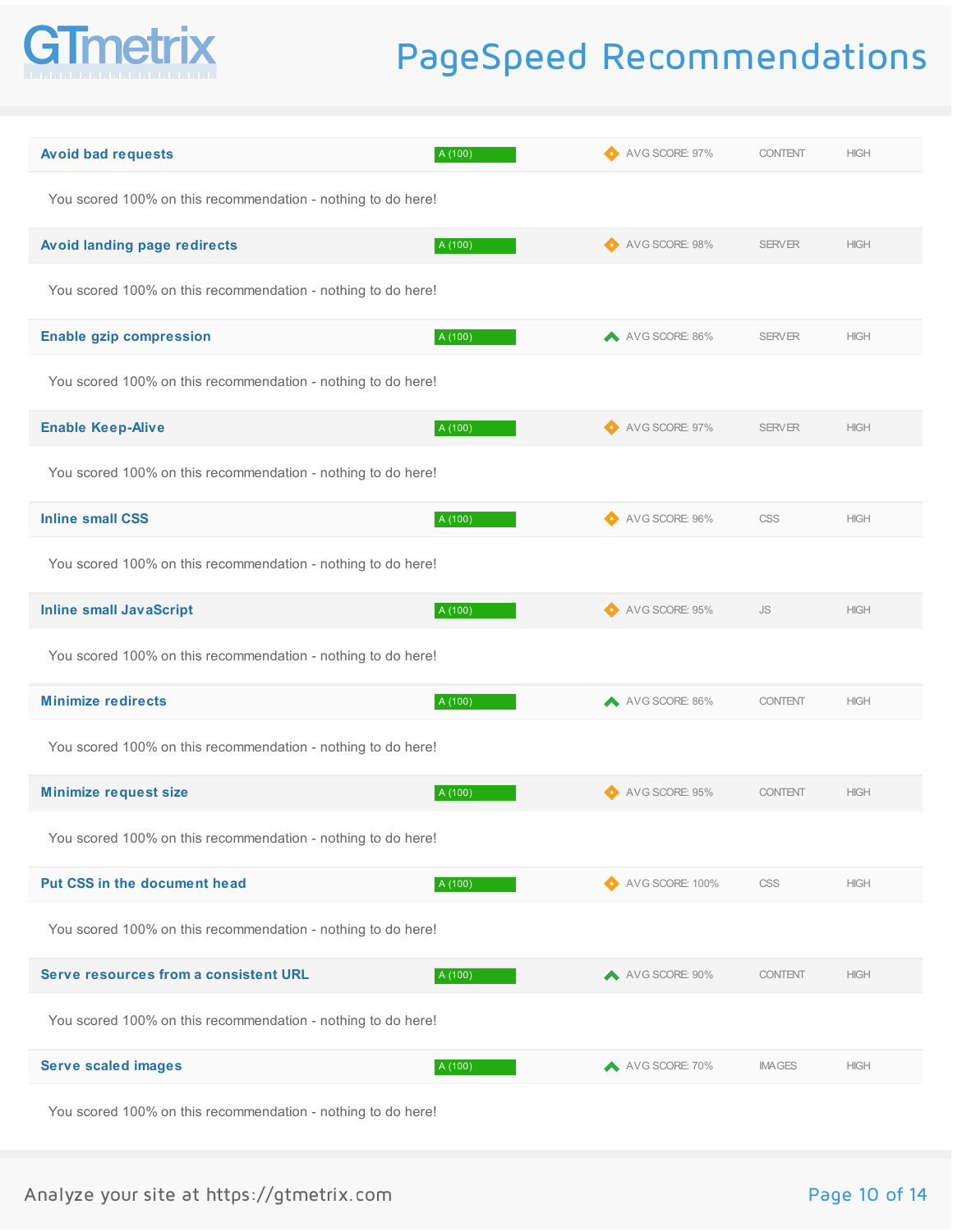# PageSpeed Recommendations

| Recommendation | Grade | Avg Score | Type | Priority |
|---|---|---|---|---|
| **Avoid bad requests** | A (100) | AVG SCORE: 97% | CONTENT | HIGH |

You scored 100% on this recommendation - nothing to do here!

| Recommendation | Grade | Avg Score | Type | Priority |
|---|---|---|---|---|
| **Avoid landing page redirects** | A (100) | AVG SCORE: 98% | SERVER | HIGH |

You scored 100% on this recommendation - nothing to do here!

| Recommendation | Grade | Avg Score | Type | Priority |
|---|---|---|---|---|
| **Enable gzip compression** | A (100) | AVG SCORE: 86% | SERVER | HIGH |

You scored 100% on this recommendation - nothing to do here!

| Recommendation | Grade | Avg Score | Type | Priority |
|---|---|---|---|---|
| **Enable Keep-Alive** | A (100) | AVG SCORE: 97% | SERVER | HIGH |

You scored 100% on this recommendation - nothing to do here!

| Recommendation | Grade | Avg Score | Type | Priority |
|---|---|---|---|---|
| **Inline small CSS** | A (100) | AVG SCORE: 96% | CSS | HIGH |

You scored 100% on this recommendation - nothing to do here!

| Recommendation | Grade | Avg Score | Type | Priority |
|---|---|---|---|---|
| **Inline small JavaScript** | A (100) | AVG SCORE: 95% | JS | HIGH |

You scored 100% on this recommendation - nothing to do here!

| Recommendation | Grade | Avg Score | Type | Priority |
|---|---|---|---|---|
| **Minimize redirects** | A (100) | AVG SCORE: 86% | CONTENT | HIGH |

You scored 100% on this recommendation - nothing to do here!

| Recommendation | Grade | Avg Score | Type | Priority |
|---|---|---|---|---|
| **Minimize request size** | A (100) | AVG SCORE: 95% | CONTENT | HIGH |

You scored 100% on this recommendation - nothing to do here!

| Recommendation | Grade | Avg Score | Type | Priority |
|---|---|---|---|---|
| **Put CSS in the document head** | A (100) | AVG SCORE: 100% | CSS | HIGH |

You scored 100% on this recommendation - nothing to do here!

| Recommendation | Grade | Avg Score | Type | Priority |
|---|---|---|---|---|
| **Serve resources from a consistent URL** | A (100) | AVG SCORE: 90% | CONTENT | HIGH |

You scored 100% on this recommendation - nothing to do here!

| Recommendation | Grade | Avg Score | Type | Priority |
|---|---|---|---|---|
| **Serve scaled images** | A (100) | AVG SCORE: 70% | IMAGES | HIGH |

You scored 100% on this recommendation - nothing to do here!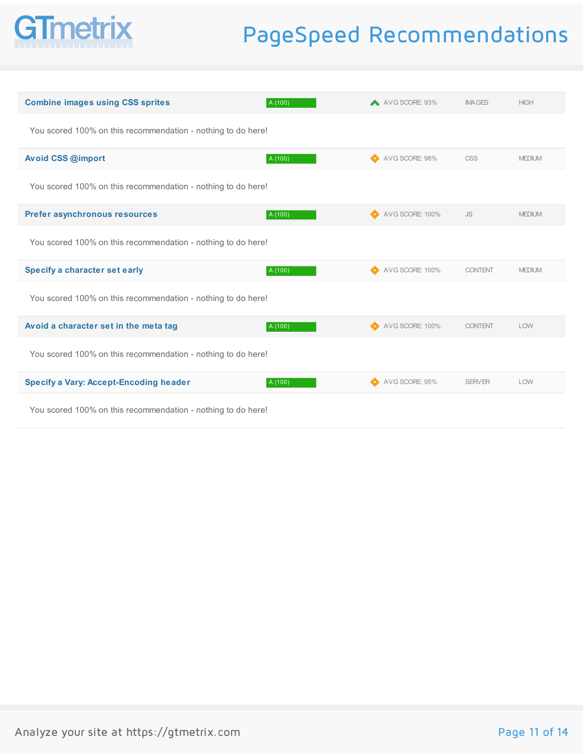# PageSpeed Recommendations

| Recommendation | Grade | Avg Score | Type | Priority |
|---|---|---|---|---|
| **Combine images using CSS sprites** | A (100) | AVG SCORE: 93% | IMAGES | HIGH |

You scored 100% on this recommendation - nothing to do here!

| Recommendation | Grade | Avg Score | Type | Priority |
|---|---|---|---|---|
| **Avoid CSS @import** | A (100) | AVG SCORE: 98% | CSS | MEDIUM |

You scored 100% on this recommendation - nothing to do here!

| Recommendation | Grade | Avg Score | Type | Priority |
|---|---|---|---|---|
| **Prefer asynchronous resources** | A (100) | AVG SCORE: 100% | JS | MEDIUM |

You scored 100% on this recommendation - nothing to do here!

| Recommendation | Grade | Avg Score | Type | Priority |
|---|---|---|---|---|
| **Specify a character set early** | A (100) | AVG SCORE: 100% | CONTENT | MEDIUM |

You scored 100% on this recommendation - nothing to do here!

| Recommendation | Grade | Avg Score | Type | Priority |
|---|---|---|---|---|
| **Avoid a character set in the meta tag** | A (100) | AVG SCORE: 100% | CONTENT | LOW |

You scored 100% on this recommendation - nothing to do here!

| Recommendation | Grade | Avg Score | Type | Priority |
|---|---|---|---|---|
| **Specify a Vary: Accept-Encoding header** | A (100) | AVG SCORE: 95% | SERVER | LOW |

You scored 100% on this recommendation - nothing to do here!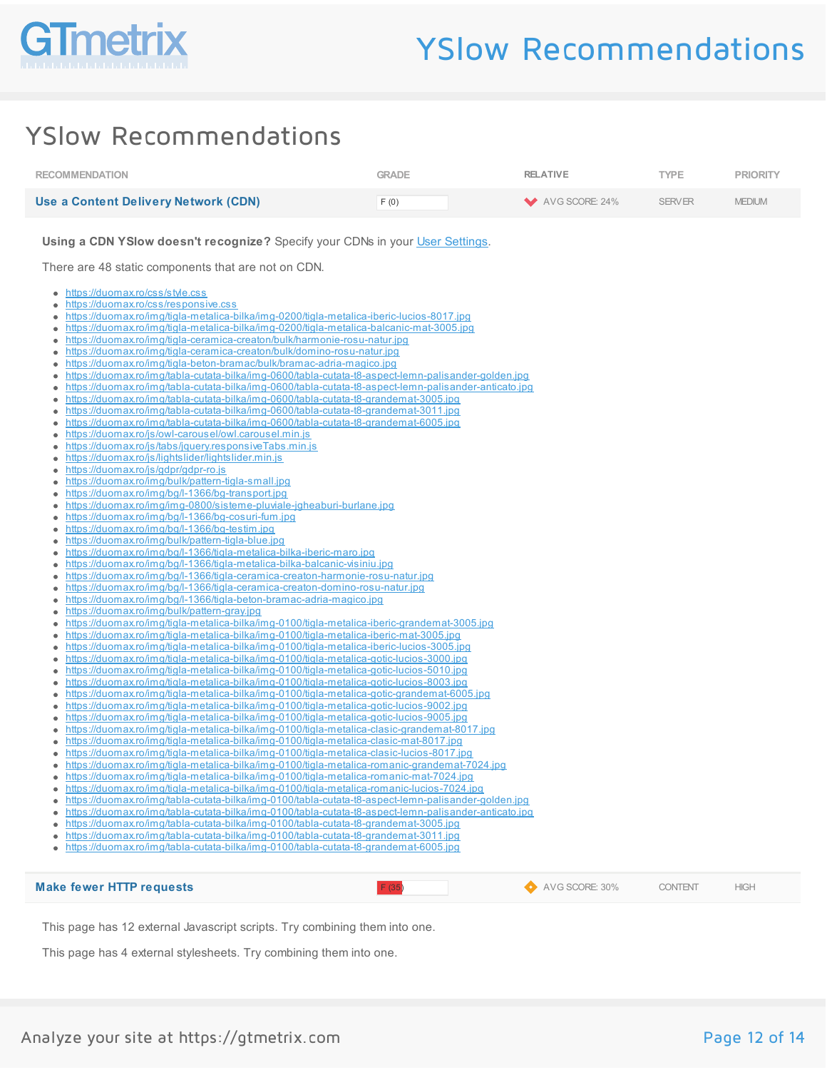# YSlow Recommendations

| RECOMMENDATION | GRADE | RELATIVE | TYPE | PRIORITY |
|---|---|---|---|---|
| **Use a Content Delivery Network (CDN)** | F (0) | AVG SCORE: 24% | SERVER | MEDIUM |

**Using a CDN YSlow doesn't recognize?** Specify your CDNs in your User Settings.

There are 48 static components that are not on CDN.

- https://duomax.ro/css/style.css
- https://duomax.ro/css/responsive.css
- https://duomax.ro/img/tigla-metalica-bilka/img-0200/tigla-metalica-iberic-lucios-8017.jpg
- https://duomax.ro/img/tigla-metalica-bilka/img-0200/tigla-metalica-balcanic-mat-3005.jpg
- https://duomax.ro/img/tigla-ceramica-creaton/bulk/harmonie-rosu-natur.jpg
- https://duomax.ro/img/tigla-ceramica-creaton/bulk/domino-rosu-natur.jpg
- https://duomax.ro/img/tigla-beton-bramac/bulk/bramac-adria-magico.jpg
- https://duomax.ro/img/tabla-cutata-bilka/img-0600/tabla-cutata-t8-aspect-lemn-palisander-golden.jpg
- https://duomax.ro/img/tabla-cutata-bilka/img-0600/tabla-cutata-t8-aspect-lemn-palisander-anticato.jpg
- https://duomax.ro/img/tabla-cutata-bilka/img-0600/tabla-cutata-t8-grandemat-3005.jpg
- https://duomax.ro/img/tabla-cutata-bilka/img-0600/tabla-cutata-t8-grandemat-3011.jpg
- https://duomax.ro/img/tabla-cutata-bilka/img-0600/tabla-cutata-t8-grandemat-6005.jpg
- https://duomax.ro/js/owl-carousel/owl.carousel.min.js
- https://duomax.ro/js/tabs/jquery.responsiveTabs.min.js
- https://duomax.ro/js/lightslider/lightslider.min.js
- https://duomax.ro/js/gdpr/gdpr-ro.js
- https://duomax.ro/img/bulk/pattern-tigla-small.jpg
- https://duomax.ro/img/bg/l-1366/bg-transport.jpg
- https://duomax.ro/img/img-0800/sisteme-pluviale-jgheaburi-burlane.jpg
- https://duomax.ro/img/bg/l-1366/bg-cosuri-fum.jpg
- https://duomax.ro/img/bg/l-1366/bg-testim.jpg
- https://duomax.ro/img/bulk/pattern-tigla-blue.jpg
- https://duomax.ro/img/bg/l-1366/tigla-metalica-bilka-iberic-maro.jpg
- https://duomax.ro/img/bg/l-1366/tigla-metalica-bilka-balcanic-visiniu.jpg
- https://duomax.ro/img/bg/l-1366/tigla-ceramica-creaton-harmonie-rosu-natur.jpg
- https://duomax.ro/img/bg/l-1366/tigla-ceramica-creaton-domino-rosu-natur.jpg
- https://duomax.ro/img/bg/l-1366/tigla-beton-bramac-adria-magico.jpg
- https://duomax.ro/img/bulk/pattern-gray.jpg
- https://duomax.ro/img/tigla-metalica-bilka/img-0100/tigla-metalica-iberic-grandemat-3005.jpg
- https://duomax.ro/img/tigla-metalica-bilka/img-0100/tigla-metalica-iberic-mat-3005.jpg
- https://duomax.ro/img/tigla-metalica-bilka/img-0100/tigla-metalica-iberic-lucios-3005.jpg
- https://duomax.ro/img/tigla-metalica-bilka/img-0100/tigla-metalica-gotic-lucios-3000.jpg
- https://duomax.ro/img/tigla-metalica-bilka/img-0100/tigla-metalica-gotic-lucios-5010.jpg
- https://duomax.ro/img/tigla-metalica-bilka/img-0100/tigla-metalica-gotic-lucios-8003.jpg
- https://duomax.ro/img/tigla-metalica-bilka/img-0100/tigla-metalica-gotic-grandemat-6005.jpg
- https://duomax.ro/img/tigla-metalica-bilka/img-0100/tigla-metalica-gotic-lucios-9002.jpg
- https://duomax.ro/img/tigla-metalica-bilka/img-0100/tigla-metalica-gotic-lucios-9005.jpg
- https://duomax.ro/img/tigla-metalica-bilka/img-0100/tigla-metalica-clasic-grandemat-8017.jpg
- https://duomax.ro/img/tigla-metalica-bilka/img-0100/tigla-metalica-clasic-mat-8017.jpg
- https://duomax.ro/img/tigla-metalica-bilka/img-0100/tigla-metalica-clasic-lucios-8017.jpg
- https://duomax.ro/img/tigla-metalica-bilka/img-0100/tigla-metalica-romanic-grandemat-7024.jpg
- https://duomax.ro/img/tigla-metalica-bilka/img-0100/tigla-metalica-romanic-mat-7024.jpg
- https://duomax.ro/img/tigla-metalica-bilka/img-0100/tigla-metalica-romanic-lucios-7024.jpg
- https://duomax.ro/img/tabla-cutata-bilka/img-0100/tabla-cutata-t8-aspect-lemn-palisander-golden.jpg
- https://duomax.ro/img/tabla-cutata-bilka/img-0100/tabla-cutata-t8-aspect-lemn-palisander-anticato.jpg
- https://duomax.ro/img/tabla-cutata-bilka/img-0100/tabla-cutata-t8-grandemat-3005.jpg
- https://duomax.ro/img/tabla-cutata-bilka/img-0100/tabla-cutata-t8-grandemat-3011.jpg
- https://duomax.ro/img/tabla-cutata-bilka/img-0100/tabla-cutata-t8-grandemat-6005.jpg

| RECOMMENDATION | GRADE | RELATIVE | TYPE | PRIORITY |
|---|---|---|---|---|
| **Make fewer HTTP requests** | F (35) | AVG SCORE: 30% | CONTENT | HIGH |

This page has 12 external Javascript scripts. Try combining them into one.

This page has 4 external stylesheets. Try combining them into one.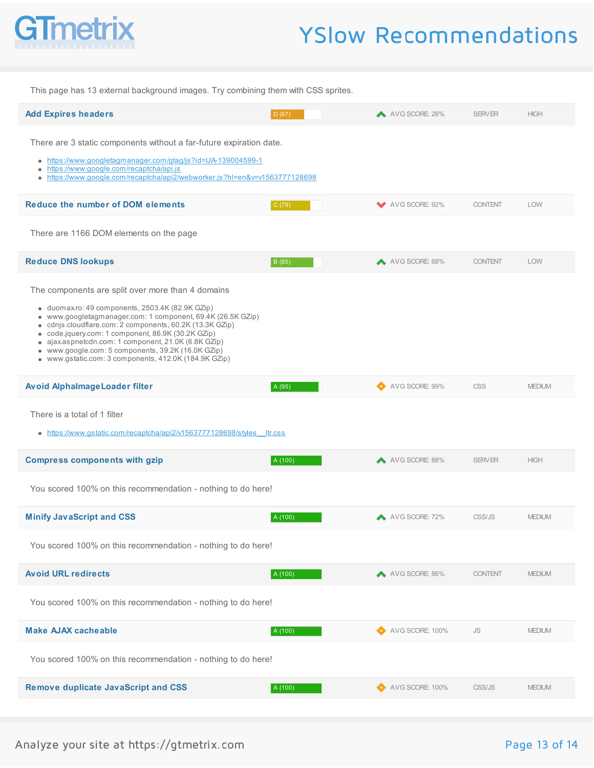This page has 13 external background images. Try combining them with CSS sprites.

## Add Expires headers

D (67) — AVG SCORE: 26% — SERVER — HIGH

There are 3 static components without a far-future expiration date.

- https://www.googletagmanager.com/gtag/js?id=UA-139004599-1
- https://www.google.com/recaptcha/api.js
- https://www.google.com/recaptcha/api2/webworker.js?hl=en&v=v1563777128698

## Reduce the number of DOM elements

C (79) — AVG SCORE: 92% — CONTENT — LOW

There are 1166 DOM elements on the page

## Reduce DNS lookups

B (85) — AVG SCORE: 68% — CONTENT — LOW

The components are split over more than 4 domains

- duomax.ro: 49 components, 2503.4K (82.9K GZip)
- www.googletagmanager.com: 1 component, 69.4K (26.5K GZip)
- cdnjs.cloudflare.com: 2 components, 60.2K (13.3K GZip)
- code.jquery.com: 1 component, 86.9K (30.2K GZip)
- ajax.aspnetcdn.com: 1 component, 21.0K (6.8K GZip)
- www.google.com: 5 components, 39.2K (16.0K GZip)
- www.gstatic.com: 3 components, 412.0K (184.9K GZip)

## Avoid AlphaImageLoader filter

A (95) — AVG SCORE: 99% — CSS — MEDIUM

There is a total of 1 filter

- https://www.gstatic.com/recaptcha/api2/v1563777128698/styles__ltr.css

## Compress components with gzip

A (100) — AVG SCORE: 88% — SERVER — HIGH

You scored 100% on this recommendation - nothing to do here!

## Minify JavaScript and CSS

A (100) — AVG SCORE: 72% — CSS/JS — MEDIUM

You scored 100% on this recommendation - nothing to do here!

## Avoid URL redirects

A (100) — AVG SCORE: 86% — CONTENT — MEDIUM

You scored 100% on this recommendation - nothing to do here!

## Make AJAX cacheable

A (100) — AVG SCORE: 100% — JS — MEDIUM

You scored 100% on this recommendation - nothing to do here!

## Remove duplicate JavaScript and CSS

A (100) — AVG SCORE: 100% — CSS/JS — MEDIUM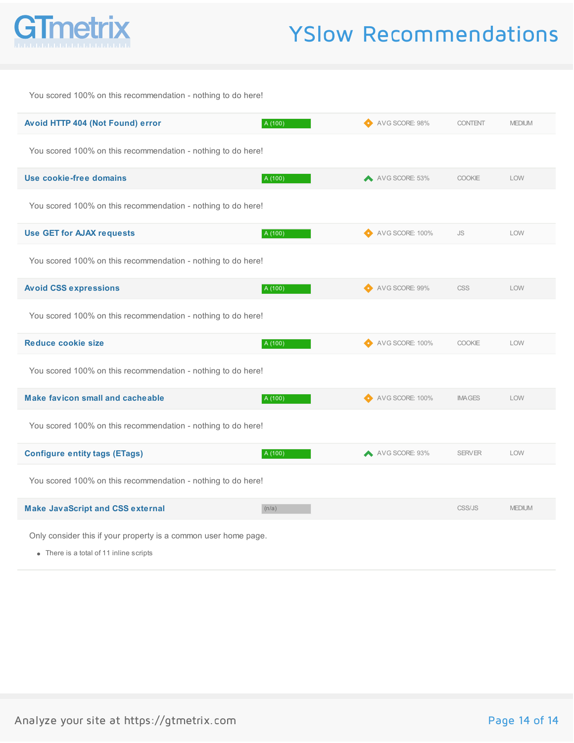## YSlow Recommendations

You scored 100% on this recommendation - nothing to do here!

### Avoid HTTP 404 (Not Found) error

A (100) | AVG SCORE: 98% | CONTENT | MEDIUM

You scored 100% on this recommendation - nothing to do here!

### Use cookie-free domains

A (100) | AVG SCORE: 53% | COOKIE | LOW

You scored 100% on this recommendation - nothing to do here!

### Use GET for AJAX requests

A (100) | AVG SCORE: 100% | JS | LOW

You scored 100% on this recommendation - nothing to do here!

### Avoid CSS expressions

A (100) | AVG SCORE: 99% | CSS | LOW

You scored 100% on this recommendation - nothing to do here!

### Reduce cookie size

A (100) | AVG SCORE: 100% | COOKIE | LOW

You scored 100% on this recommendation - nothing to do here!

### Make favicon small and cacheable

A (100) | AVG SCORE: 100% | IMAGES | LOW

You scored 100% on this recommendation - nothing to do here!

### Configure entity tags (ETags)

A (100) | AVG SCORE: 93% | SERVER | LOW

You scored 100% on this recommendation - nothing to do here!

### Make JavaScript and CSS external

(n/a) | CSS/JS | MEDIUM

Only consider this if your property is a common user home page.

- There is a total of 11 inline scripts